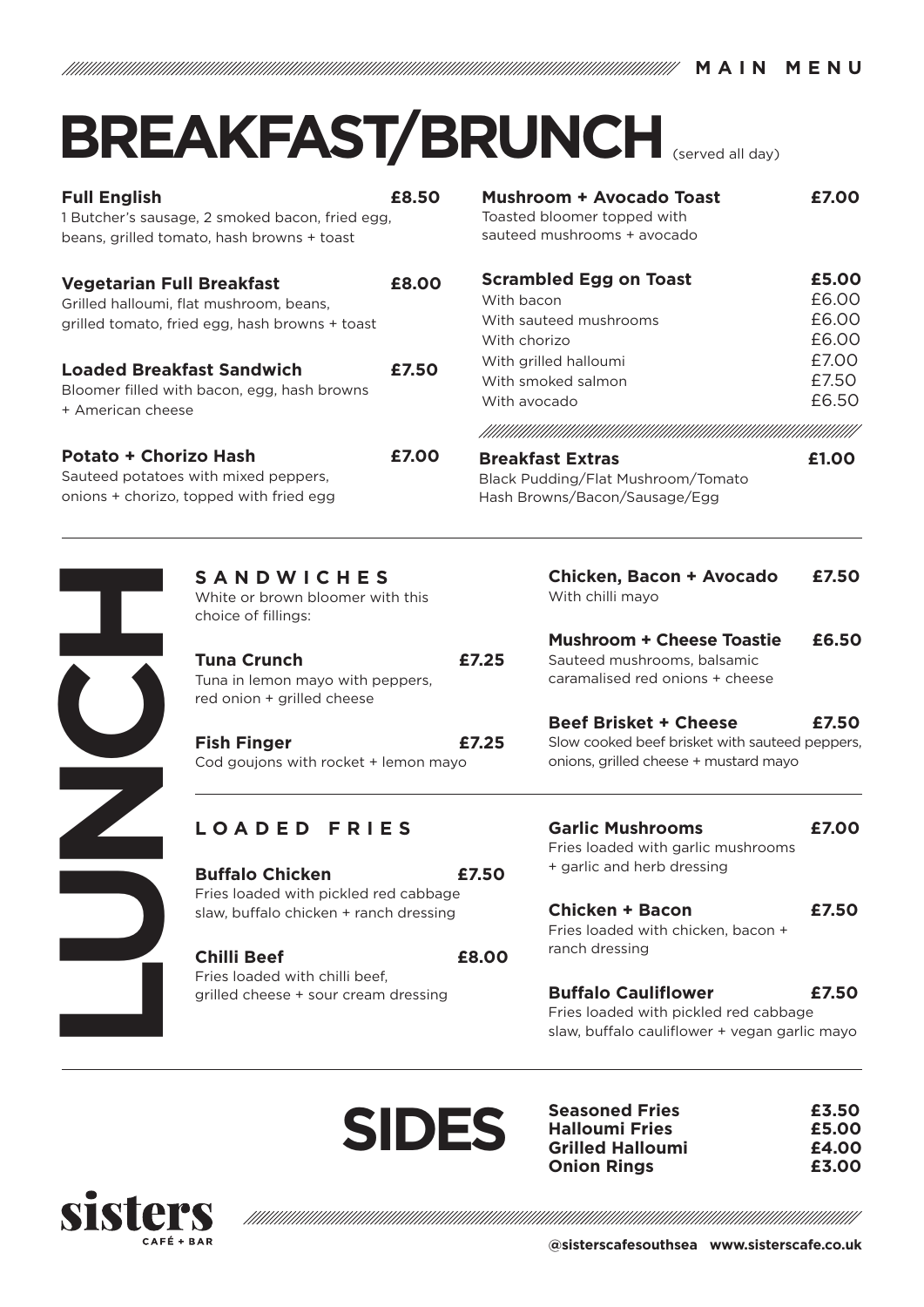MAIN MENU

# BREAKFAST/BRUNCH (served all day)

**Full English** **£8.50**
1 Butcher's sausage, 2 smoked bacon, fried egg, beans, grilled tomato, hash browns + toast

**Vegetarian Full Breakfast** **£8.00**
Grilled halloumi, flat mushroom, beans, grilled tomato, fried egg, hash browns + toast

**Loaded Breakfast Sandwich** **£7.50**
Bloomer filled with bacon, egg, hash browns + American cheese

**Potato + Chorizo Hash** **£7.00**
Sauteed potatoes with mixed peppers, onions + chorizo, topped with fried egg

**Mushroom + Avocado Toast** **£7.00**
Toasted bloomer topped with sauteed mushrooms + avocado

**Scrambled Egg on Toast** **£5.00**
With bacon £6.00
With sauteed mushrooms £6.00
With chorizo £6.00
With grilled halloumi £7.00
With smoked salmon £7.50
With avocado £6.50

**Breakfast Extras** **£1.00**
Black Pudding/Flat Mushroom/Tomato
Hash Browns/Bacon/Sausage/Egg

# LUNCH

## SANDWICHES

White or brown bloomer with this choice of fillings:

**Tuna Crunch** **£7.25**
Tuna in lemon mayo with peppers, red onion + grilled cheese

**Fish Finger** **£7.25**
Cod goujons with rocket + lemon mayo

**Chicken, Bacon + Avocado** **£7.50**
With chilli mayo

**Mushroom + Cheese Toastie** **£6.50**
Sauteed mushrooms, balsamic caramalised red onions + cheese

**Beef Brisket + Cheese** **£7.50**
Slow cooked beef brisket with sauteed peppers, onions, grilled cheese + mustard mayo

## LOADED FRIES

**Buffalo Chicken** **£7.50**
Fries loaded with pickled red cabbage slaw, buffalo chicken + ranch dressing

**Chilli Beef** **£8.00**
Fries loaded with chilli beef, grilled cheese + sour cream dressing

**Garlic Mushrooms** **£7.00**
Fries loaded with garlic mushrooms + garlic and herb dressing

**Chicken + Bacon** **£7.50**
Fries loaded with chicken, bacon + ranch dressing

**Buffalo Cauliflower** **£7.50**
Fries loaded with pickled red cabbage slaw, buffalo cauliflower + vegan garlic mayo

# SIDES

**Seasoned Fries** **£3.50**
**Halloumi Fries** **£5.00**
**Grilled Halloumi** **£4.00**
**Onion Rings** **£3.00**

sisters CAFÉ + BAR

@sisterscafesouthsea www.sisterscafe.co.uk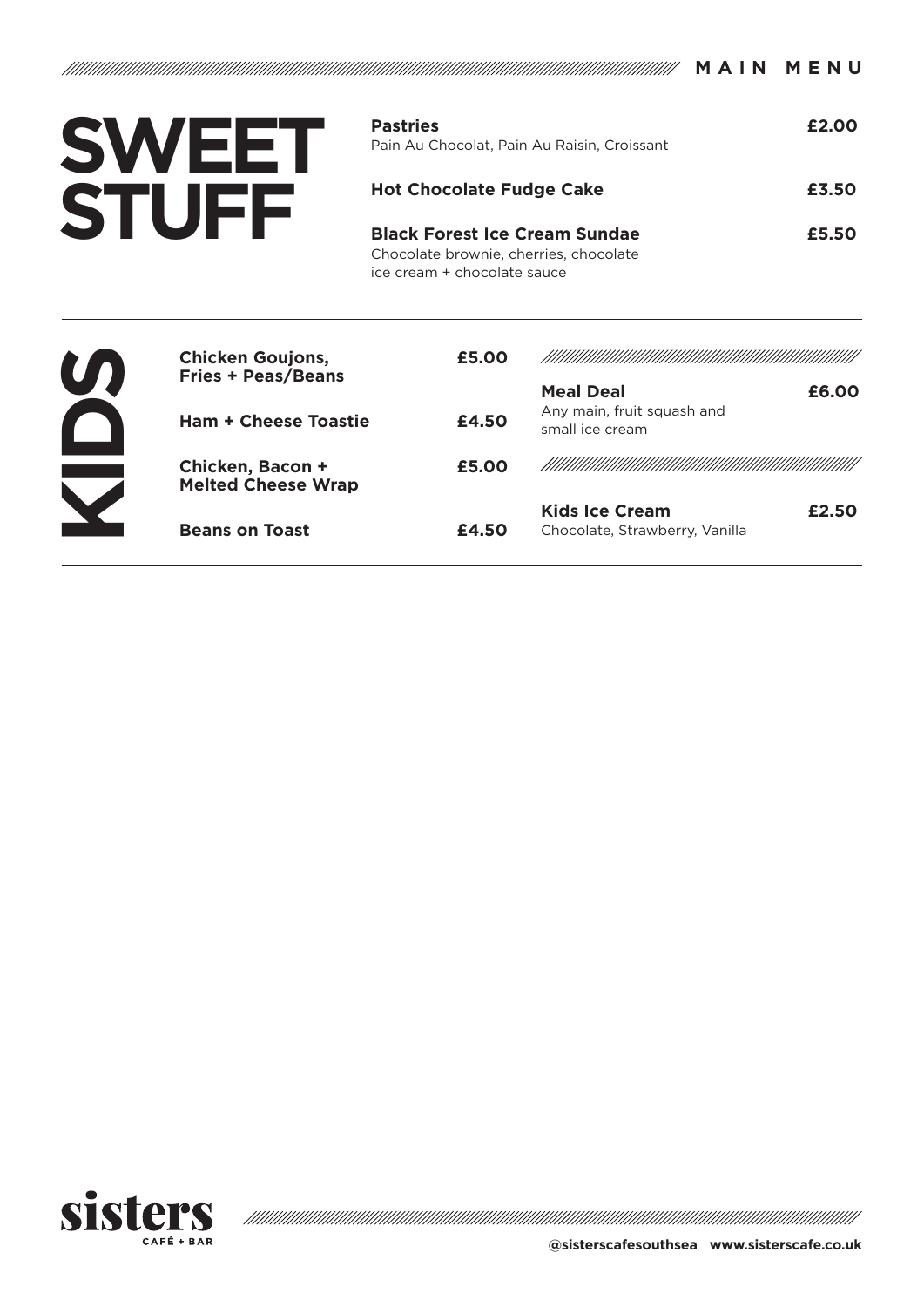# SWEET STUFF

**Pastries** — **£2.00**
Pain Au Chocolat, Pain Au Raisin, Croissant

**Hot Chocolate Fudge Cake** — **£3.50**

**Black Forest Ice Cream Sundae** — **£5.50**
Chocolate brownie, cherries, chocolate ice cream + chocolate sauce

# KIDS

**Chicken Goujons, Fries + Peas/Beans** — **£5.00**

**Ham + Cheese Toastie** — **£4.50**

**Chicken, Bacon + Melted Cheese Wrap** — **£5.00**

**Beans on Toast** — **£4.50**

**Meal Deal** — **£6.00**
Any main, fruit squash and small ice cream

**Kids Ice Cream** — **£2.50**
Chocolate, Strawberry, Vanilla

sisters CAFÉ + BAR

@sisterscafesouthsea www.sisterscafe.co.uk